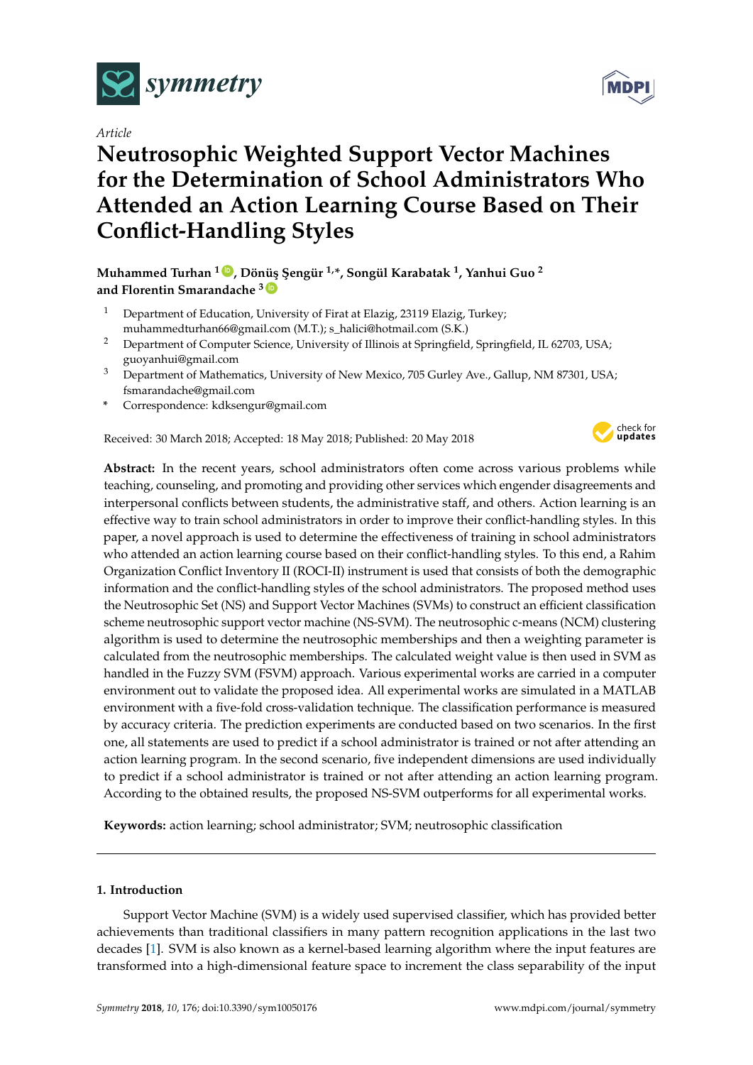*Article*

# Neutrosophic Weighted Support Vector Machines for the Determination of School Administrators Who Attended an Action Learning Course Based on Their Conflict-Handling Styles

**Muhammed Turhan [1], Dönüş Şengür [1,*], Songül Karabatak [1], Yanhui Guo [2] and Florentin Smarandache [3]**

1. Department of Education, University of Firat at Elazig, 23119 Elazig, Turkey; muhammedturhan66@gmail.com (M.T.); s_halici@hotmail.com (S.K.)
2. Department of Computer Science, University of Illinois at Springfield, Springfield, IL 62703, USA; guoyanhui@gmail.com
3. Department of Mathematics, University of New Mexico, 705 Gurley Ave., Gallup, NM 87301, USA; fsmarandache@gmail.com

\* Correspondence: kdksengur@gmail.com

Received: 30 March 2018; Accepted: 18 May 2018; Published: 20 May 2018

**Abstract:** In the recent years, school administrators often come across various problems while teaching, counseling, and promoting and providing other services which engender disagreements and interpersonal conflicts between students, the administrative staff, and others. Action learning is an effective way to train school administrators in order to improve their conflict-handling styles. In this paper, a novel approach is used to determine the effectiveness of training in school administrators who attended an action learning course based on their conflict-handling styles. To this end, a Rahim Organization Conflict Inventory II (ROCI-II) instrument is used that consists of both the demographic information and the conflict-handling styles of the school administrators. The proposed method uses the Neutrosophic Set (NS) and Support Vector Machines (SVMs) to construct an efficient classification scheme neutrosophic support vector machine (NS-SVM). The neutrosophic c-means (NCM) clustering algorithm is used to determine the neutrosophic memberships and then a weighting parameter is calculated from the neutrosophic memberships. The calculated weight value is then used in SVM as handled in the Fuzzy SVM (FSVM) approach. Various experimental works are carried in a computer environment out to validate the proposed idea. All experimental works are simulated in a MATLAB environment with a five-fold cross-validation technique. The classification performance is measured by accuracy criteria. The prediction experiments are conducted based on two scenarios. In the first one, all statements are used to predict if a school administrator is trained or not after attending an action learning program. In the second scenario, five independent dimensions are used individually to predict if a school administrator is trained or not after attending an action learning program. According to the obtained results, the proposed NS-SVM outperforms for all experimental works.

**Keywords:** action learning; school administrator; SVM; neutrosophic classification

## 1. Introduction

Support Vector Machine (SVM) is a widely used supervised classifier, which has provided better achievements than traditional classifiers in many pattern recognition applications in the last two decades [1]. SVM is also known as a kernel-based learning algorithm where the input features are transformed into a high-dimensional feature space to increment the class separability of the input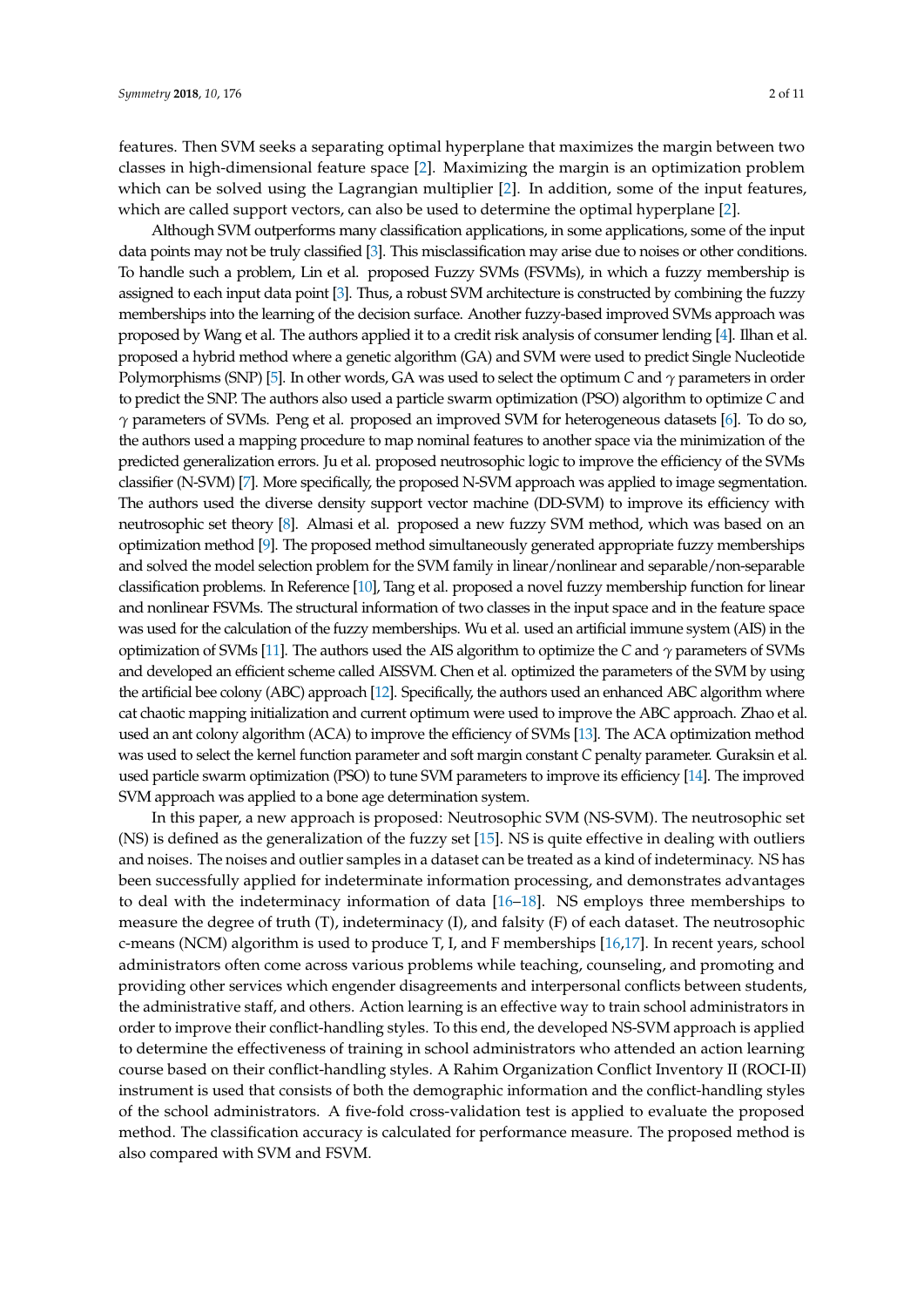features. Then SVM seeks a separating optimal hyperplane that maximizes the margin between two classes in high-dimensional feature space [2]. Maximizing the margin is an optimization problem which can be solved using the Lagrangian multiplier [2]. In addition, some of the input features, which are called support vectors, can also be used to determine the optimal hyperplane [2].

Although SVM outperforms many classification applications, in some applications, some of the input data points may not be truly classified [3]. This misclassification may arise due to noises or other conditions. To handle such a problem, Lin et al. proposed Fuzzy SVMs (FSVMs), in which a fuzzy membership is assigned to each input data point [3]. Thus, a robust SVM architecture is constructed by combining the fuzzy memberships into the learning of the decision surface. Another fuzzy-based improved SVMs approach was proposed by Wang et al. The authors applied it to a credit risk analysis of consumer lending [4]. Ilhan et al. proposed a hybrid method where a genetic algorithm (GA) and SVM were used to predict Single Nucleotide Polymorphisms (SNP) [5]. In other words, GA was used to select the optimum $C$ and $\gamma$ parameters in order to predict the SNP. The authors also used a particle swarm optimization (PSO) algorithm to optimize $C$ and $\gamma$ parameters of SVMs. Peng et al. proposed an improved SVM for heterogeneous datasets [6]. To do so, the authors used a mapping procedure to map nominal features to another space via the minimization of the predicted generalization errors. Ju et al. proposed neutrosophic logic to improve the efficiency of the SVMs classifier (N-SVM) [7]. More specifically, the proposed N-SVM approach was applied to image segmentation. The authors used the diverse density support vector machine (DD-SVM) to improve its efficiency with neutrosophic set theory [8]. Almasi et al. proposed a new fuzzy SVM method, which was based on an optimization method [9]. The proposed method simultaneously generated appropriate fuzzy memberships and solved the model selection problem for the SVM family in linear/nonlinear and separable/non-separable classification problems. In Reference [10], Tang et al. proposed a novel fuzzy membership function for linear and nonlinear FSVMs. The structural information of two classes in the input space and in the feature space was used for the calculation of the fuzzy memberships. Wu et al. used an artificial immune system (AIS) in the optimization of SVMs [11]. The authors used the AIS algorithm to optimize the $C$ and $\gamma$ parameters of SVMs and developed an efficient scheme called AISSVM. Chen et al. optimized the parameters of the SVM by using the artificial bee colony (ABC) approach [12]. Specifically, the authors used an enhanced ABC algorithm where cat chaotic mapping initialization and current optimum were used to improve the ABC approach. Zhao et al. used an ant colony algorithm (ACA) to improve the efficiency of SVMs [13]. The ACA optimization method was used to select the kernel function parameter and soft margin constant $C$ penalty parameter. Guraksin et al. used particle swarm optimization (PSO) to tune SVM parameters to improve its efficiency [14]. The improved SVM approach was applied to a bone age determination system.

In this paper, a new approach is proposed: Neutrosophic SVM (NS-SVM). The neutrosophic set (NS) is defined as the generalization of the fuzzy set [15]. NS is quite effective in dealing with outliers and noises. The noises and outlier samples in a dataset can be treated as a kind of indeterminacy. NS has been successfully applied for indeterminate information processing, and demonstrates advantages to deal with the indeterminacy information of data [16–18]. NS employs three memberships to measure the degree of truth (T), indeterminacy (I), and falsity (F) of each dataset. The neutrosophic c-means (NCM) algorithm is used to produce T, I, and F memberships [16,17]. In recent years, school administrators often come across various problems while teaching, counseling, and promoting and providing other services which engender disagreements and interpersonal conflicts between students, the administrative staff, and others. Action learning is an effective way to train school administrators in order to improve their conflict-handling styles. To this end, the developed NS-SVM approach is applied to determine the effectiveness of training in school administrators who attended an action learning course based on their conflict-handling styles. A Rahim Organization Conflict Inventory II (ROCI-II) instrument is used that consists of both the demographic information and the conflict-handling styles of the school administrators. A five-fold cross-validation test is applied to evaluate the proposed method. The classification accuracy is calculated for performance measure. The proposed method is also compared with SVM and FSVM.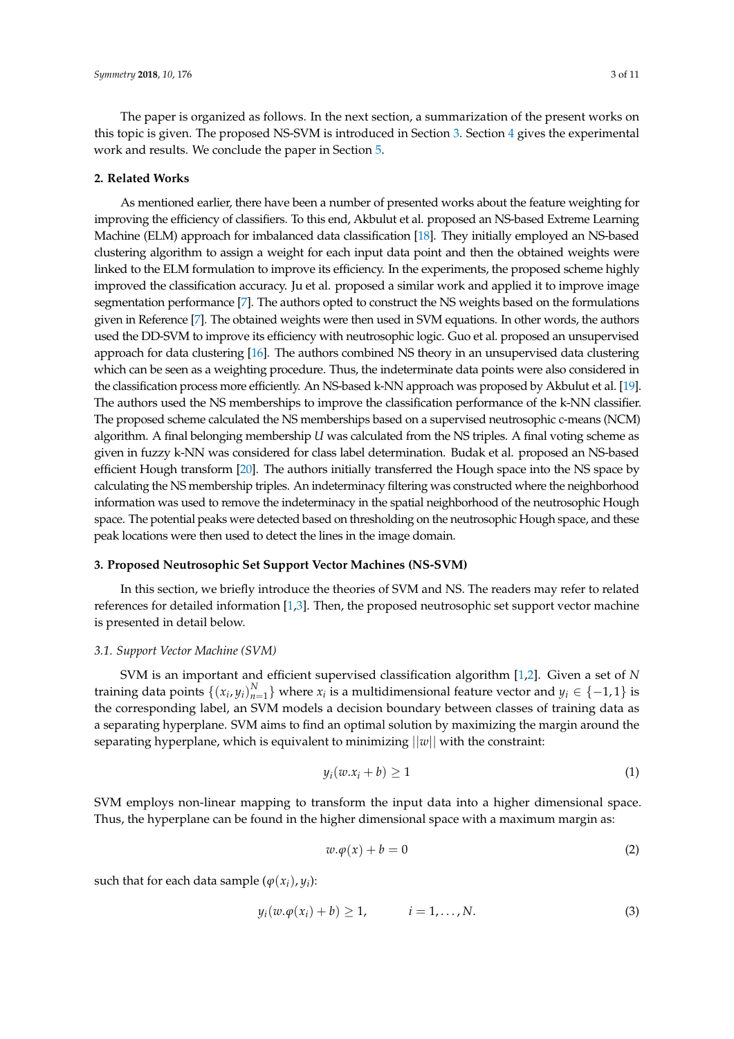The paper is organized as follows. In the next section, a summarization of the present works on this topic is given. The proposed NS-SVM is introduced in Section 3. Section 4 gives the experimental work and results. We conclude the paper in Section 5.

## 2. Related Works

As mentioned earlier, there have been a number of presented works about the feature weighting for improving the efficiency of classifiers. To this end, Akbulut et al. proposed an NS-based Extreme Learning Machine (ELM) approach for imbalanced data classification [18]. They initially employed an NS-based clustering algorithm to assign a weight for each input data point and then the obtained weights were linked to the ELM formulation to improve its efficiency. In the experiments, the proposed scheme highly improved the classification accuracy. Ju et al. proposed a similar work and applied it to improve image segmentation performance [7]. The authors opted to construct the NS weights based on the formulations given in Reference [7]. The obtained weights were then used in SVM equations. In other words, the authors used the DD-SVM to improve its efficiency with neutrosophic logic. Guo et al. proposed an unsupervised approach for data clustering [16]. The authors combined NS theory in an unsupervised data clustering which can be seen as a weighting procedure. Thus, the indeterminate data points were also considered in the classification process more efficiently. An NS-based k-NN approach was proposed by Akbulut et al. [19]. The authors used the NS memberships to improve the classification performance of the k-NN classifier. The proposed scheme calculated the NS memberships based on a supervised neutrosophic c-means (NCM) algorithm. A final belonging membership $U$ was calculated from the NS triples. A final voting scheme as given in fuzzy k-NN was considered for class label determination. Budak et al. proposed an NS-based efficient Hough transform [20]. The authors initially transferred the Hough space into the NS space by calculating the NS membership triples. An indeterminacy filtering was constructed where the neighborhood information was used to remove the indeterminacy in the spatial neighborhood of the neutrosophic Hough space. The potential peaks were detected based on thresholding on the neutrosophic Hough space, and these peak locations were then used to detect the lines in the image domain.

## 3. Proposed Neutrosophic Set Support Vector Machines (NS-SVM)

In this section, we briefly introduce the theories of SVM and NS. The readers may refer to related references for detailed information [1,3]. Then, the proposed neutrosophic set support vector machine is presented in detail below.

### 3.1. Support Vector Machine (SVM)

SVM is an important and efficient supervised classification algorithm [1,2]. Given a set of $N$ training data points $\{(x_i, y_i)_{n=1}^{N}\}$ where $x_i$ is a multidimensional feature vector and $y_i \in \{-1, 1\}$ is the corresponding label, an SVM models a decision boundary between classes of training data as a separating hyperplane. SVM aims to find an optimal solution by maximizing the margin around the separating hyperplane, which is equivalent to minimizing $||w||$ with the constraint:

$$y_i(w.x_i + b) \geq 1 \tag{1}$$

SVM employs non-linear mapping to transform the input data into a higher dimensional space. Thus, the hyperplane can be found in the higher dimensional space with a maximum margin as:

$$w.\varphi(x) + b = 0 \tag{2}$$

such that for each data sample $(\varphi(x_i), y_i)$:

$$y_i(w.\varphi(x_i) + b) \geq 1, \qquad i = 1, \ldots, N. \tag{3}$$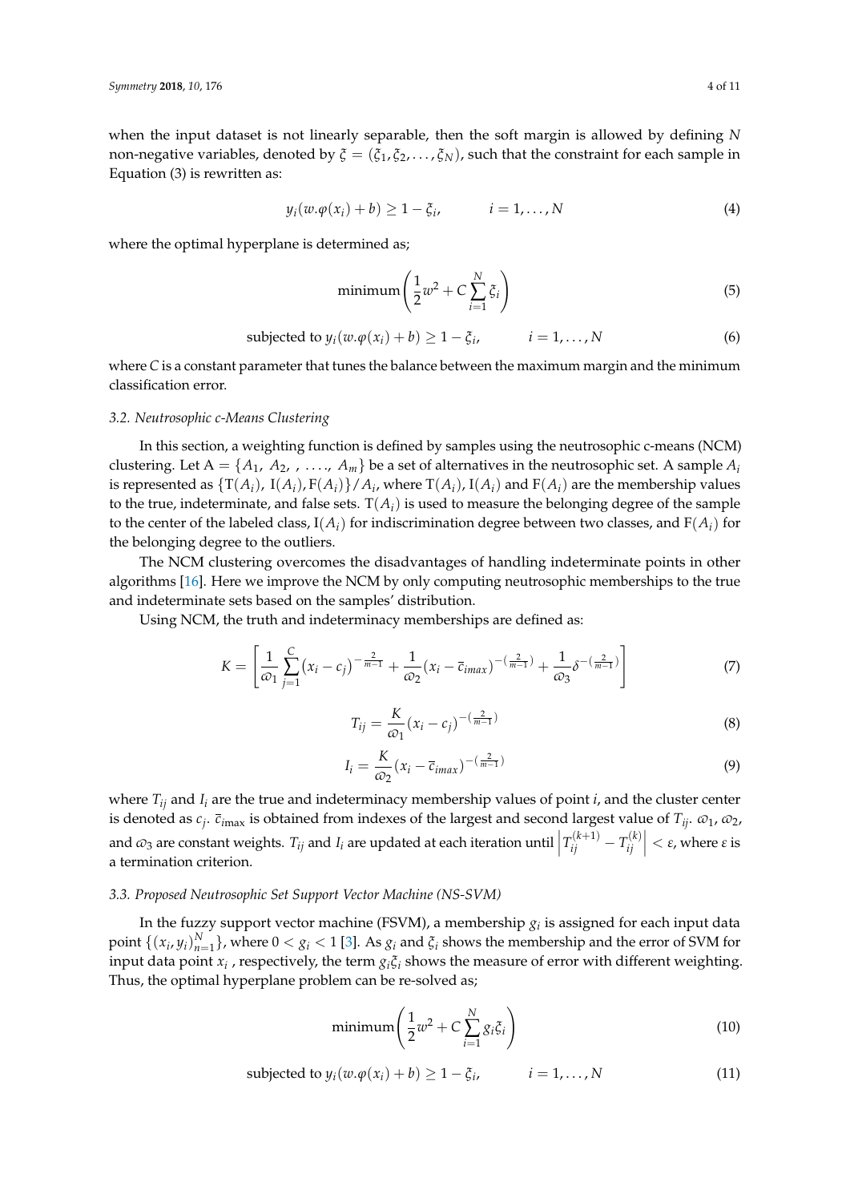when the input dataset is not linearly separable, then the soft margin is allowed by defining $N$ non-negative variables, denoted by $\xi = (\xi_1, \xi_2, \ldots, \xi_N)$, such that the constraint for each sample in Equation (3) is rewritten as:

$$y_i(w.\varphi(x_i) + b) \geq 1 - \xi_i, \qquad i = 1, \ldots, N \tag{4}$$

where the optimal hyperplane is determined as;

$$\text{minimum}\left(\frac{1}{2}w^2 + C\sum_{i=1}^{N}\xi_i\right) \tag{5}$$

$$\text{subjected to } y_i(w.\varphi(x_i) + b) \geq 1 - \xi_i, \qquad i = 1, \ldots, N \tag{6}$$

where $C$ is a constant parameter that tunes the balance between the maximum margin and the minimum classification error.

### 3.2. Neutrosophic c-Means Clustering

In this section, a weighting function is defined by samples using the neutrosophic c-means (NCM) clustering. Let $A = \{A_1, A_2, , \ldots, A_m\}$ be a set of alternatives in the neutrosophic set. A sample $A_i$ is represented as $\{T(A_i), I(A_i), F(A_i)\}/A_i$, where $T(A_i)$, $I(A_i)$ and $F(A_i)$ are the membership values to the true, indeterminate, and false sets. $T(A_i)$ is used to measure the belonging degree of the sample to the center of the labeled class, $I(A_i)$ for indiscrimination degree between two classes, and $F(A_i)$ for the belonging degree to the outliers.

The NCM clustering overcomes the disadvantages of handling indeterminate points in other algorithms [16]. Here we improve the NCM by only computing neutrosophic memberships to the true and indeterminate sets based on the samples' distribution.

Using NCM, the truth and indeterminacy memberships are defined as:

$$K = \left[\frac{1}{\varpi_1}\sum_{j=1}^{C}(x_i - c_j)^{-\frac{2}{m-1}} + \frac{1}{\varpi_2}(x_i - \bar{c}_{imax})^{-\left(\frac{2}{m-1}\right)} + \frac{1}{\varpi_3}\delta^{-\left(\frac{2}{m-1}\right)}\right] \tag{7}$$

$$T_{ij} = \frac{K}{\varpi_1}(x_i - c_j)^{-\left(\frac{2}{m-1}\right)} \tag{8}$$

$$I_i = \frac{K}{\varpi_2}(x_i - \bar{c}_{imax})^{-\left(\frac{2}{m-1}\right)} \tag{9}$$

where $T_{ij}$ and $I_i$ are the true and indeterminacy membership values of point $i$, and the cluster center is denoted as $c_j$. $\bar{c}_{i\max}$ is obtained from indexes of the largest and second largest value of $T_{ij}$. $\varpi_1$, $\varpi_2$, and $\varpi_3$ are constant weights. $T_{ij}$ and $I_i$ are updated at each iteration until $\left|T_{ij}^{(k+1)} - T_{ij}^{(k)}\right| < \varepsilon$, where $\varepsilon$ is a termination criterion.

### 3.3. Proposed Neutrosophic Set Support Vector Machine (NS-SVM)

In the fuzzy support vector machine (FSVM), a membership $g_i$ is assigned for each input data point $\{(x_i, y_i)_{n=1}^{N}\}$, where $0 < g_i < 1$ [3]. As $g_i$ and $\xi_i$ shows the membership and the error of SVM for input data point $x_i$ , respectively, the term $g_i\xi_i$ shows the measure of error with different weighting. Thus, the optimal hyperplane problem can be re-solved as;

$$\text{minimum}\left(\frac{1}{2}w^2 + C\sum_{i=1}^{N}g_i\xi_i\right) \tag{10}$$

$$\text{subjected to } y_i(w.\varphi(x_i) + b) \geq 1 - \xi_i, \qquad i = 1, \ldots, N \tag{11}$$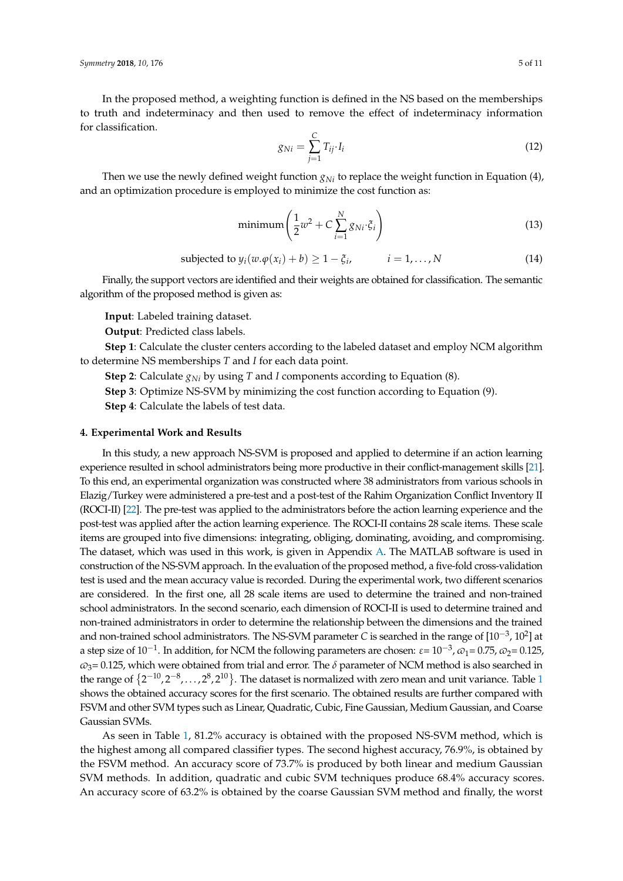In the proposed method, a weighting function is defined in the NS based on the memberships to truth and indeterminacy and then used to remove the effect of indeterminacy information for classification.

$$g_{Ni} = \sum_{j=1}^{C} T_{ij} \cdot I_i \tag{12}$$

Then we use the newly defined weight function $g_{Ni}$ to replace the weight function in Equation (4), and an optimization procedure is employed to minimize the cost function as:

$$\text{minimum}\left(\frac{1}{2}w^2 + C\sum_{i=1}^{N} g_{Ni} \cdot \xi_i\right) \tag{13}$$

$$\text{subjected to } y_i(w.\varphi(x_i) + b) \geq 1 - \xi_i, \qquad i = 1, \ldots, N \tag{14}$$

Finally, the support vectors are identified and their weights are obtained for classification. The semantic algorithm of the proposed method is given as:

**Input**: Labeled training dataset.

**Output**: Predicted class labels.

**Step 1**: Calculate the cluster centers according to the labeled dataset and employ NCM algorithm to determine NS memberships $T$ and $I$ for each data point.

**Step 2**: Calculate $g_{Ni}$ by using $T$ and $I$ components according to Equation (8).

**Step 3**: Optimize NS-SVM by minimizing the cost function according to Equation (9).

**Step 4**: Calculate the labels of test data.

## 4. Experimental Work and Results

In this study, a new approach NS-SVM is proposed and applied to determine if an action learning experience resulted in school administrators being more productive in their conflict-management skills [21]. To this end, an experimental organization was constructed where 38 administrators from various schools in Elazig/Turkey were administered a pre-test and a post-test of the Rahim Organization Conflict Inventory II (ROCI-II) [22]. The pre-test was applied to the administrators before the action learning experience and the post-test was applied after the action learning experience. The ROCI-II contains 28 scale items. These scale items are grouped into five dimensions: integrating, obliging, dominating, avoiding, and compromising. The dataset, which was used in this work, is given in Appendix A. The MATLAB software is used in construction of the NS-SVM approach. In the evaluation of the proposed method, a five-fold cross-validation test is used and the mean accuracy value is recorded. During the experimental work, two different scenarios are considered. In the first one, all 28 scale items are used to determine the trained and non-trained school administrators. In the second scenario, each dimension of ROCI-II is used to determine trained and non-trained administrators in order to determine the relationship between the dimensions and the trained and non-trained school administrators. The NS-SVM parameter $C$ is searched in the range of $[10^{-3}, 10^{2}]$ at a step size of $10^{-1}$. In addition, for NCM the following parameters are chosen: $\varepsilon = 10^{-3}$, $\varpi_1 = 0.75$, $\varpi_2 = 0.125$, $\varpi_3 = 0.125$, which were obtained from trial and error. The $\delta$ parameter of NCM method is also searched in the range of $\{2^{-10}, 2^{-8}, \ldots, 2^{8}, 2^{10}\}$. The dataset is normalized with zero mean and unit variance. Table 1 shows the obtained accuracy scores for the first scenario. The obtained results are further compared with FSVM and other SVM types such as Linear, Quadratic, Cubic, Fine Gaussian, Medium Gaussian, and Coarse Gaussian SVMs.

As seen in Table 1, 81.2% accuracy is obtained with the proposed NS-SVM method, which is the highest among all compared classifier types. The second highest accuracy, 76.9%, is obtained by the FSVM method. An accuracy score of 73.7% is produced by both linear and medium Gaussian SVM methods. In addition, quadratic and cubic SVM techniques produce 68.4% accuracy scores. An accuracy score of 63.2% is obtained by the coarse Gaussian SVM method and finally, the worst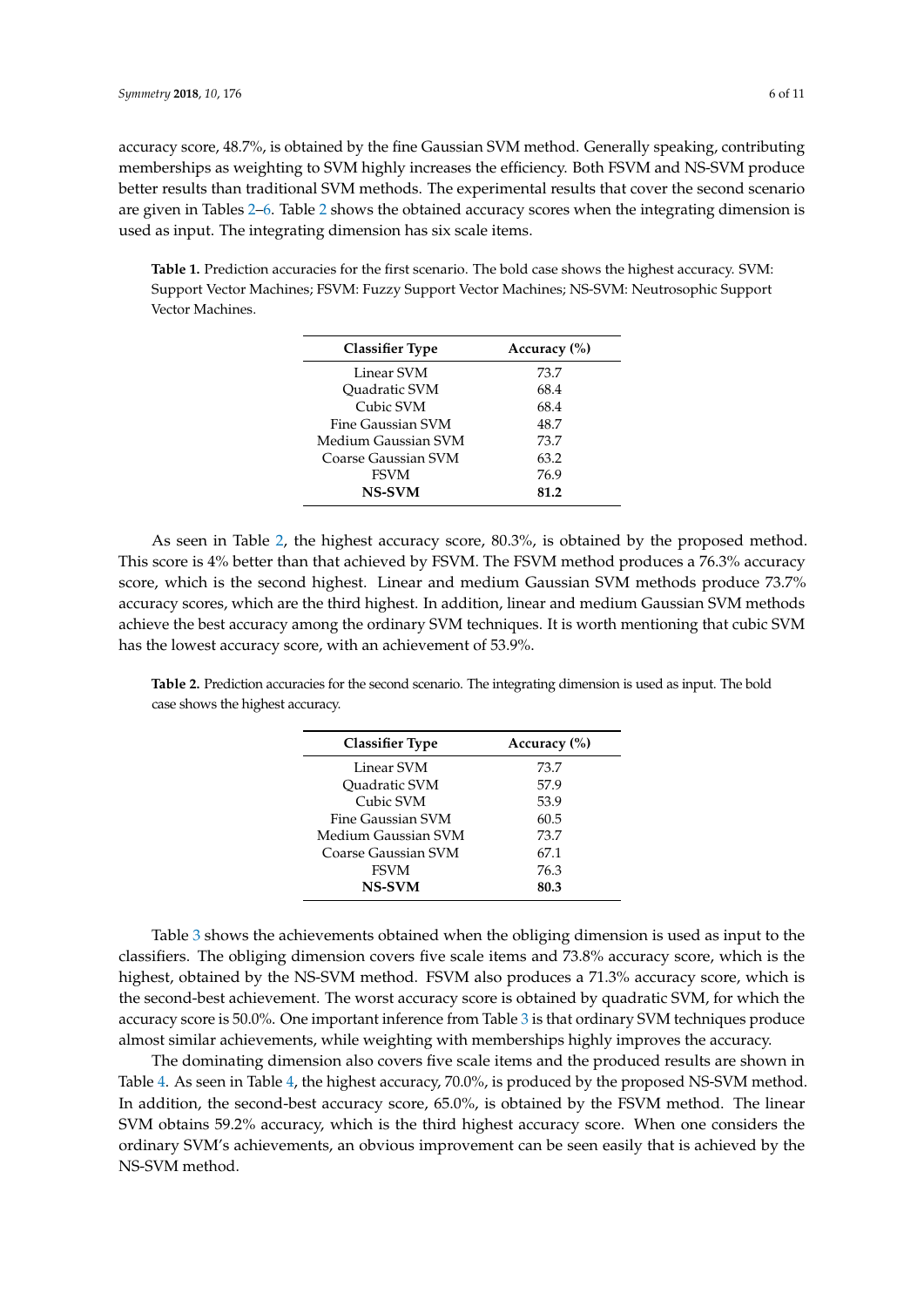accuracy score, 48.7%, is obtained by the fine Gaussian SVM method. Generally speaking, contributing memberships as weighting to SVM highly increases the efficiency. Both FSVM and NS-SVM produce better results than traditional SVM methods. The experimental results that cover the second scenario are given in Tables 2–6. Table 2 shows the obtained accuracy scores when the integrating dimension is used as input. The integrating dimension has six scale items.

**Table 1.** Prediction accuracies for the first scenario. The bold case shows the highest accuracy. SVM: Support Vector Machines; FSVM: Fuzzy Support Vector Machines; NS-SVM: Neutrosophic Support Vector Machines.

| Classifier Type | Accuracy (%) |
|---|---|
| Linear SVM | 73.7 |
| Quadratic SVM | 68.4 |
| Cubic SVM | 68.4 |
| Fine Gaussian SVM | 48.7 |
| Medium Gaussian SVM | 73.7 |
| Coarse Gaussian SVM | 63.2 |
| FSVM | 76.9 |
| **NS-SVM** | **81.2** |

As seen in Table 2, the highest accuracy score, 80.3%, is obtained by the proposed method. This score is 4% better than that achieved by FSVM. The FSVM method produces a 76.3% accuracy score, which is the second highest. Linear and medium Gaussian SVM methods produce 73.7% accuracy scores, which are the third highest. In addition, linear and medium Gaussian SVM methods achieve the best accuracy among the ordinary SVM techniques. It is worth mentioning that cubic SVM has the lowest accuracy score, with an achievement of 53.9%.

**Table 2.** Prediction accuracies for the second scenario. The integrating dimension is used as input. The bold case shows the highest accuracy.

| Classifier Type | Accuracy (%) |
|---|---|
| Linear SVM | 73.7 |
| Quadratic SVM | 57.9 |
| Cubic SVM | 53.9 |
| Fine Gaussian SVM | 60.5 |
| Medium Gaussian SVM | 73.7 |
| Coarse Gaussian SVM | 67.1 |
| FSVM | 76.3 |
| **NS-SVM** | **80.3** |

Table 3 shows the achievements obtained when the obliging dimension is used as input to the classifiers. The obliging dimension covers five scale items and 73.8% accuracy score, which is the highest, obtained by the NS-SVM method. FSVM also produces a 71.3% accuracy score, which is the second-best achievement. The worst accuracy score is obtained by quadratic SVM, for which the accuracy score is 50.0%. One important inference from Table 3 is that ordinary SVM techniques produce almost similar achievements, while weighting with memberships highly improves the accuracy.

The dominating dimension also covers five scale items and the produced results are shown in Table 4. As seen in Table 4, the highest accuracy, 70.0%, is produced by the proposed NS-SVM method. In addition, the second-best accuracy score, 65.0%, is obtained by the FSVM method. The linear SVM obtains 59.2% accuracy, which is the third highest accuracy score. When one considers the ordinary SVM's achievements, an obvious improvement can be seen easily that is achieved by the NS-SVM method.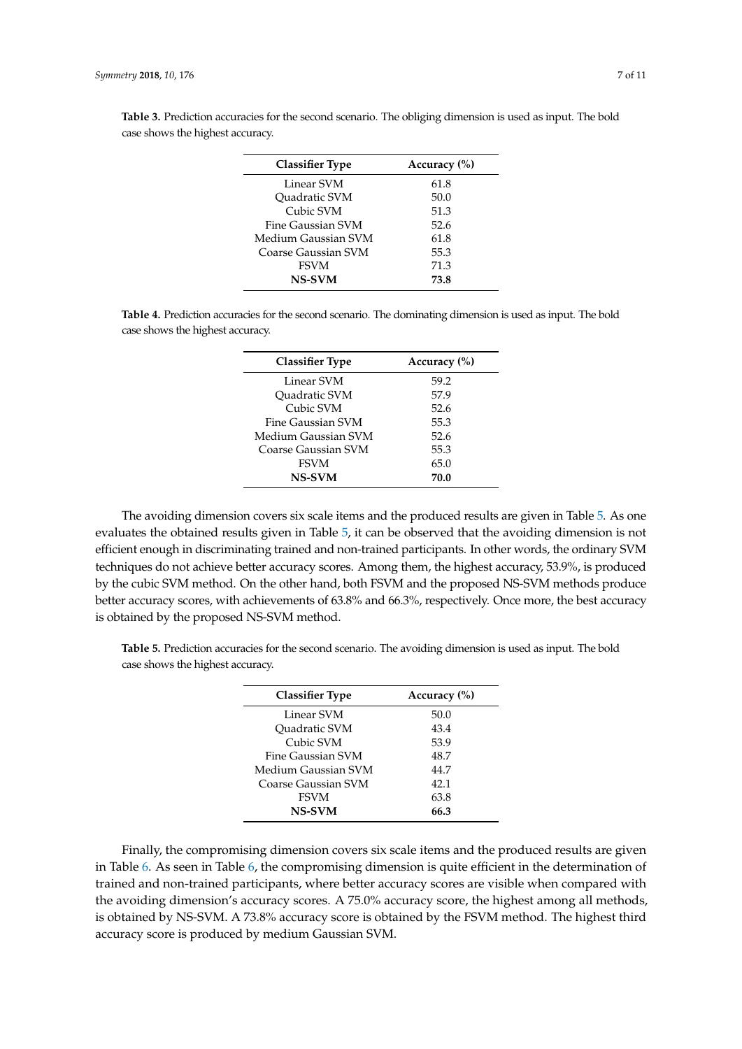**Table 3.** Prediction accuracies for the second scenario. The obliging dimension is used as input. The bold case shows the highest accuracy.

| Classifier Type | Accuracy (%) |
|---|---|
| Linear SVM | 61.8 |
| Quadratic SVM | 50.0 |
| Cubic SVM | 51.3 |
| Fine Gaussian SVM | 52.6 |
| Medium Gaussian SVM | 61.8 |
| Coarse Gaussian SVM | 55.3 |
| FSVM | 71.3 |
| **NS-SVM** | **73.8** |

**Table 4.** Prediction accuracies for the second scenario. The dominating dimension is used as input. The bold case shows the highest accuracy.

| Classifier Type | Accuracy (%) |
|---|---|
| Linear SVM | 59.2 |
| Quadratic SVM | 57.9 |
| Cubic SVM | 52.6 |
| Fine Gaussian SVM | 55.3 |
| Medium Gaussian SVM | 52.6 |
| Coarse Gaussian SVM | 55.3 |
| FSVM | 65.0 |
| **NS-SVM** | **70.0** |

The avoiding dimension covers six scale items and the produced results are given in Table 5. As one evaluates the obtained results given in Table 5, it can be observed that the avoiding dimension is not efficient enough in discriminating trained and non-trained participants. In other words, the ordinary SVM techniques do not achieve better accuracy scores. Among them, the highest accuracy, 53.9%, is produced by the cubic SVM method. On the other hand, both FSVM and the proposed NS-SVM methods produce better accuracy scores, with achievements of 63.8% and 66.3%, respectively. Once more, the best accuracy is obtained by the proposed NS-SVM method.

**Table 5.** Prediction accuracies for the second scenario. The avoiding dimension is used as input. The bold case shows the highest accuracy.

| Classifier Type | Accuracy (%) |
|---|---|
| Linear SVM | 50.0 |
| Quadratic SVM | 43.4 |
| Cubic SVM | 53.9 |
| Fine Gaussian SVM | 48.7 |
| Medium Gaussian SVM | 44.7 |
| Coarse Gaussian SVM | 42.1 |
| FSVM | 63.8 |
| **NS-SVM** | **66.3** |

Finally, the compromising dimension covers six scale items and the produced results are given in Table 6. As seen in Table 6, the compromising dimension is quite efficient in the determination of trained and non-trained participants, where better accuracy scores are visible when compared with the avoiding dimension's accuracy scores. A 75.0% accuracy score, the highest among all methods, is obtained by NS-SVM. A 73.8% accuracy score is obtained by the FSVM method. The highest third accuracy score is produced by medium Gaussian SVM.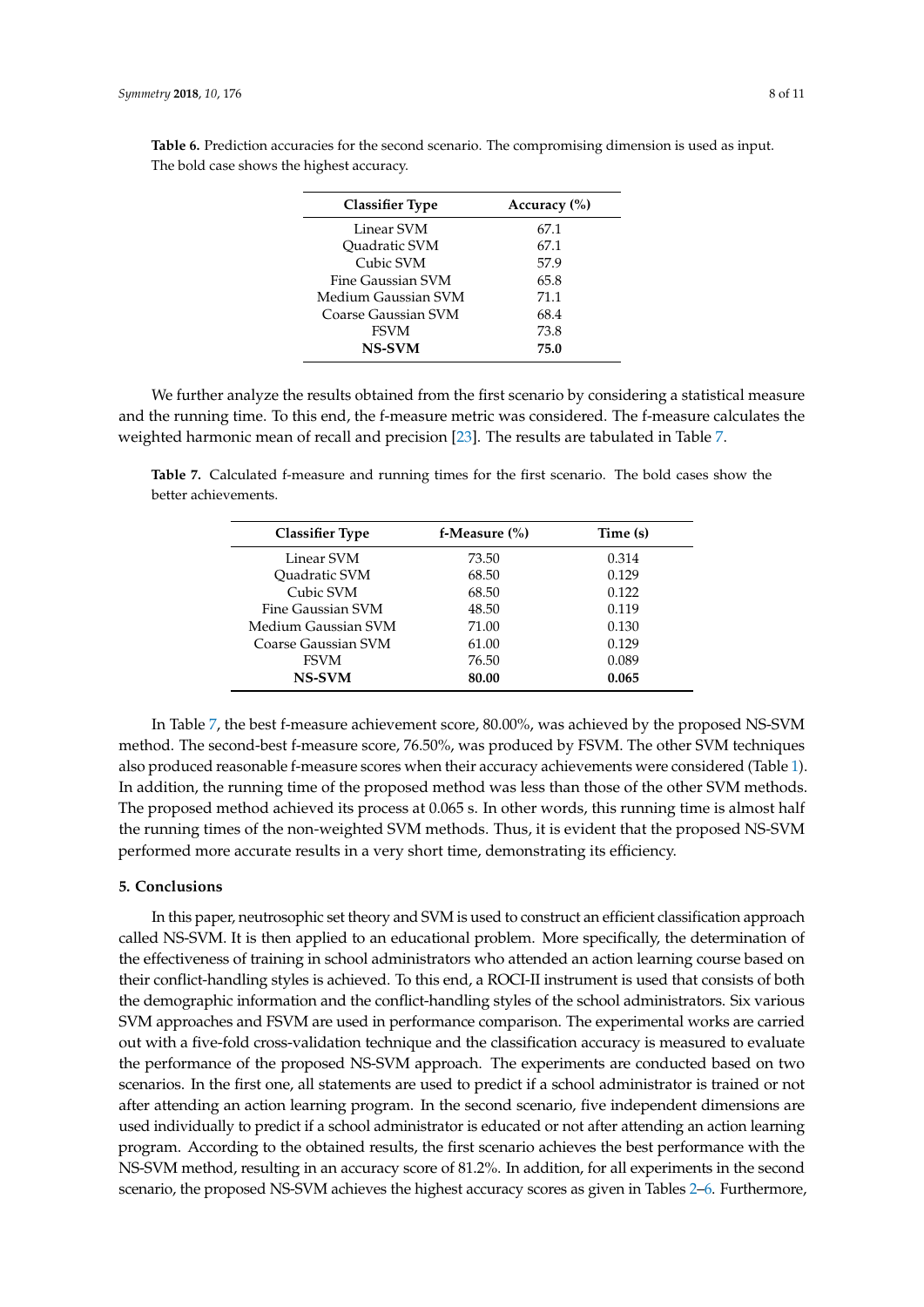**Table 6.** Prediction accuracies for the second scenario. The compromising dimension is used as input. The bold case shows the highest accuracy.

| Classifier Type | Accuracy (%) |
|---|---|
| Linear SVM | 67.1 |
| Quadratic SVM | 67.1 |
| Cubic SVM | 57.9 |
| Fine Gaussian SVM | 65.8 |
| Medium Gaussian SVM | 71.1 |
| Coarse Gaussian SVM | 68.4 |
| FSVM | 73.8 |
| **NS-SVM** | **75.0** |

We further analyze the results obtained from the first scenario by considering a statistical measure and the running time. To this end, the f-measure metric was considered. The f-measure calculates the weighted harmonic mean of recall and precision [23]. The results are tabulated in Table 7.

**Table 7.** Calculated f-measure and running times for the first scenario. The bold cases show the better achievements.

| Classifier Type | f-Measure (%) | Time (s) |
|---|---|---|
| Linear SVM | 73.50 | 0.314 |
| Quadratic SVM | 68.50 | 0.129 |
| Cubic SVM | 68.50 | 0.122 |
| Fine Gaussian SVM | 48.50 | 0.119 |
| Medium Gaussian SVM | 71.00 | 0.130 |
| Coarse Gaussian SVM | 61.00 | 0.129 |
| FSVM | 76.50 | 0.089 |
| **NS-SVM** | **80.00** | **0.065** |

In Table 7, the best f-measure achievement score, 80.00%, was achieved by the proposed NS-SVM method. The second-best f-measure score, 76.50%, was produced by FSVM. The other SVM techniques also produced reasonable f-measure scores when their accuracy achievements were considered (Table 1). In addition, the running time of the proposed method was less than those of the other SVM methods. The proposed method achieved its process at 0.065 s. In other words, this running time is almost half the running times of the non-weighted SVM methods. Thus, it is evident that the proposed NS-SVM performed more accurate results in a very short time, demonstrating its efficiency.

## 5. Conclusions

In this paper, neutrosophic set theory and SVM is used to construct an efficient classification approach called NS-SVM. It is then applied to an educational problem. More specifically, the determination of the effectiveness of training in school administrators who attended an action learning course based on their conflict-handling styles is achieved. To this end, a ROCI-II instrument is used that consists of both the demographic information and the conflict-handling styles of the school administrators. Six various SVM approaches and FSVM are used in performance comparison. The experimental works are carried out with a five-fold cross-validation technique and the classification accuracy is measured to evaluate the performance of the proposed NS-SVM approach. The experiments are conducted based on two scenarios. In the first one, all statements are used to predict if a school administrator is trained or not after attending an action learning program. In the second scenario, five independent dimensions are used individually to predict if a school administrator is educated or not after attending an action learning program. According to the obtained results, the first scenario achieves the best performance with the NS-SVM method, resulting in an accuracy score of 81.2%. In addition, for all experiments in the second scenario, the proposed NS-SVM achieves the highest accuracy scores as given in Tables 2–6. Furthermore,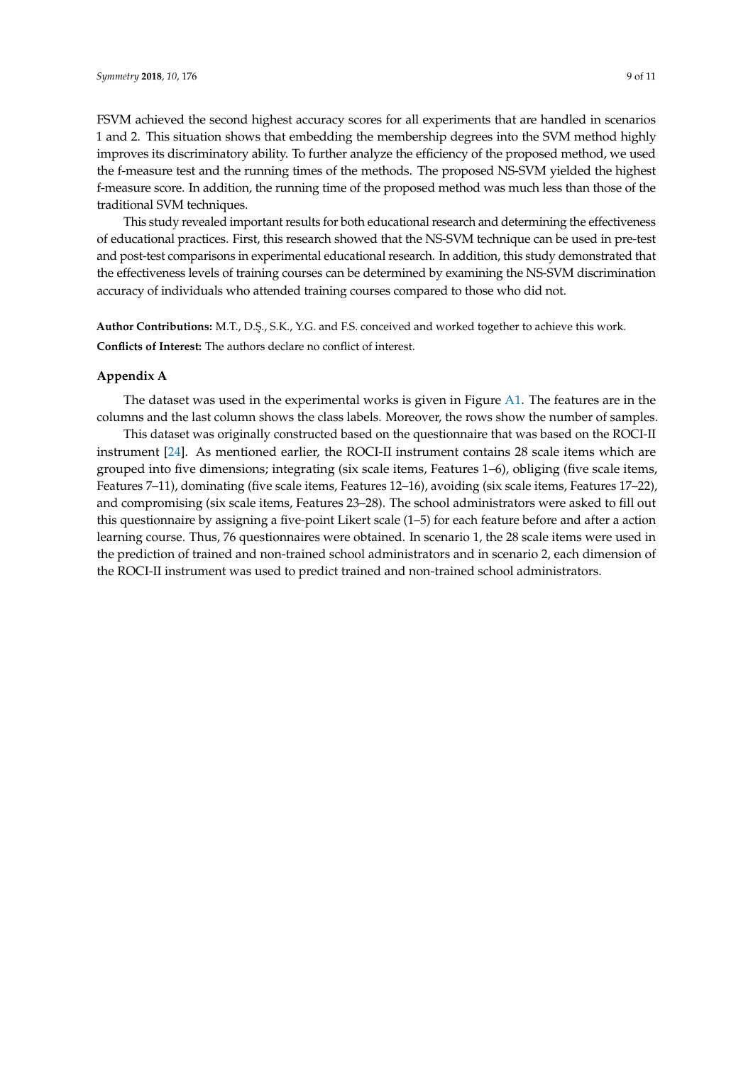FSVM achieved the second highest accuracy scores for all experiments that are handled in scenarios 1 and 2. This situation shows that embedding the membership degrees into the SVM method highly improves its discriminatory ability. To further analyze the efficiency of the proposed method, we used the f-measure test and the running times of the methods. The proposed NS-SVM yielded the highest f-measure score. In addition, the running time of the proposed method was much less than those of the traditional SVM techniques.

This study revealed important results for both educational research and determining the effectiveness of educational practices. First, this research showed that the NS-SVM technique can be used in pre-test and post-test comparisons in experimental educational research. In addition, this study demonstrated that the effectiveness levels of training courses can be determined by examining the NS-SVM discrimination accuracy of individuals who attended training courses compared to those who did not.

**Author Contributions:** M.T., D.Ş., S.K., Y.G. and F.S. conceived and worked together to achieve this work.

**Conflicts of Interest:** The authors declare no conflict of interest.

## Appendix A

The dataset was used in the experimental works is given in Figure A1. The features are in the columns and the last column shows the class labels. Moreover, the rows show the number of samples.

This dataset was originally constructed based on the questionnaire that was based on the ROCI-II instrument [24]. As mentioned earlier, the ROCI-II instrument contains 28 scale items which are grouped into five dimensions; integrating (six scale items, Features 1–6), obliging (five scale items, Features 7–11), dominating (five scale items, Features 12–16), avoiding (six scale items, Features 17–22), and compromising (six scale items, Features 23–28). The school administrators were asked to fill out this questionnaire by assigning a five-point Likert scale (1–5) for each feature before and after a action learning course. Thus, 76 questionnaires were obtained. In scenario 1, the 28 scale items were used in the prediction of trained and non-trained school administrators and in scenario 2, each dimension of the ROCI-II instrument was used to predict trained and non-trained school administrators.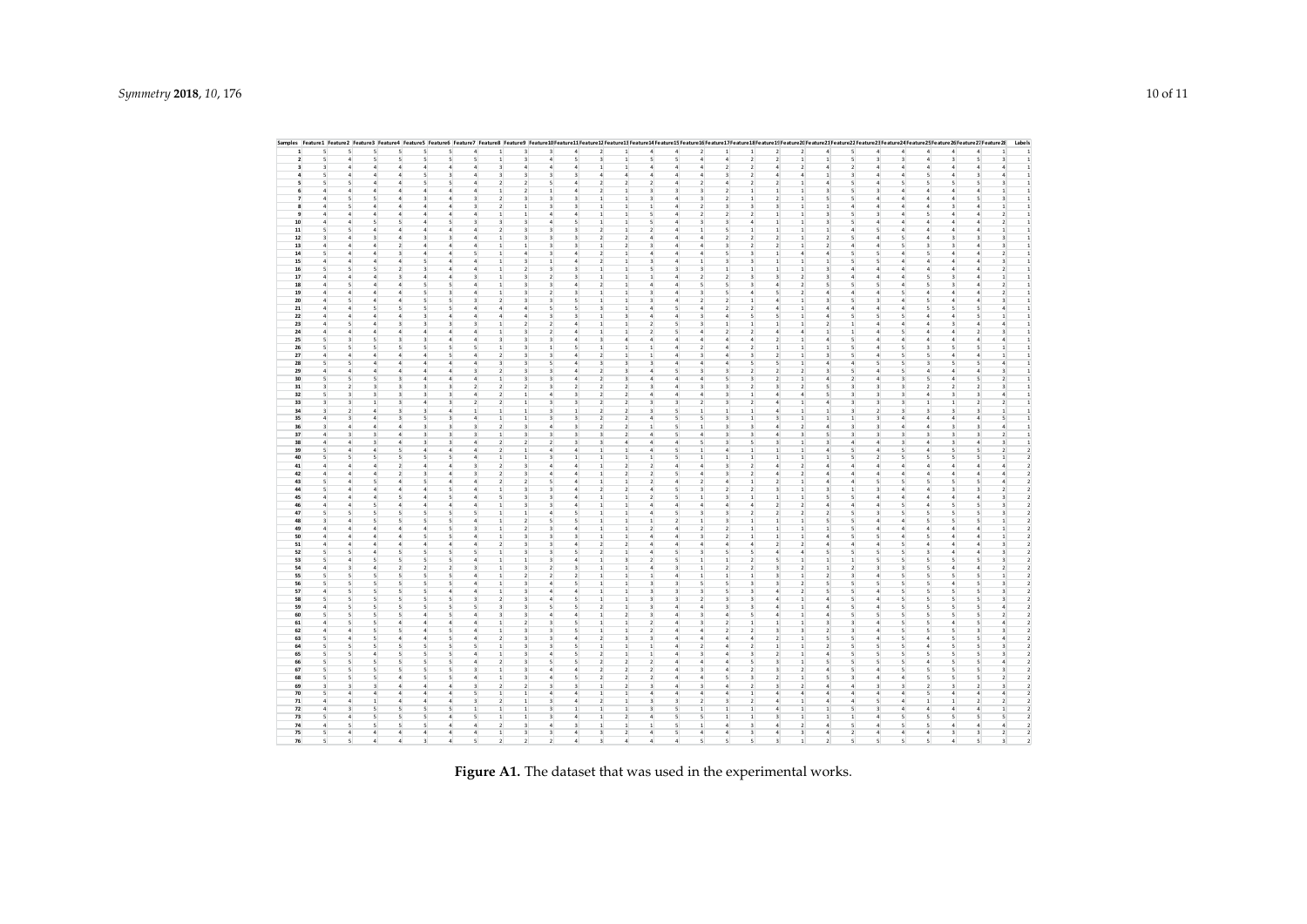**Figure A1.** The dataset that was used in the experimental works.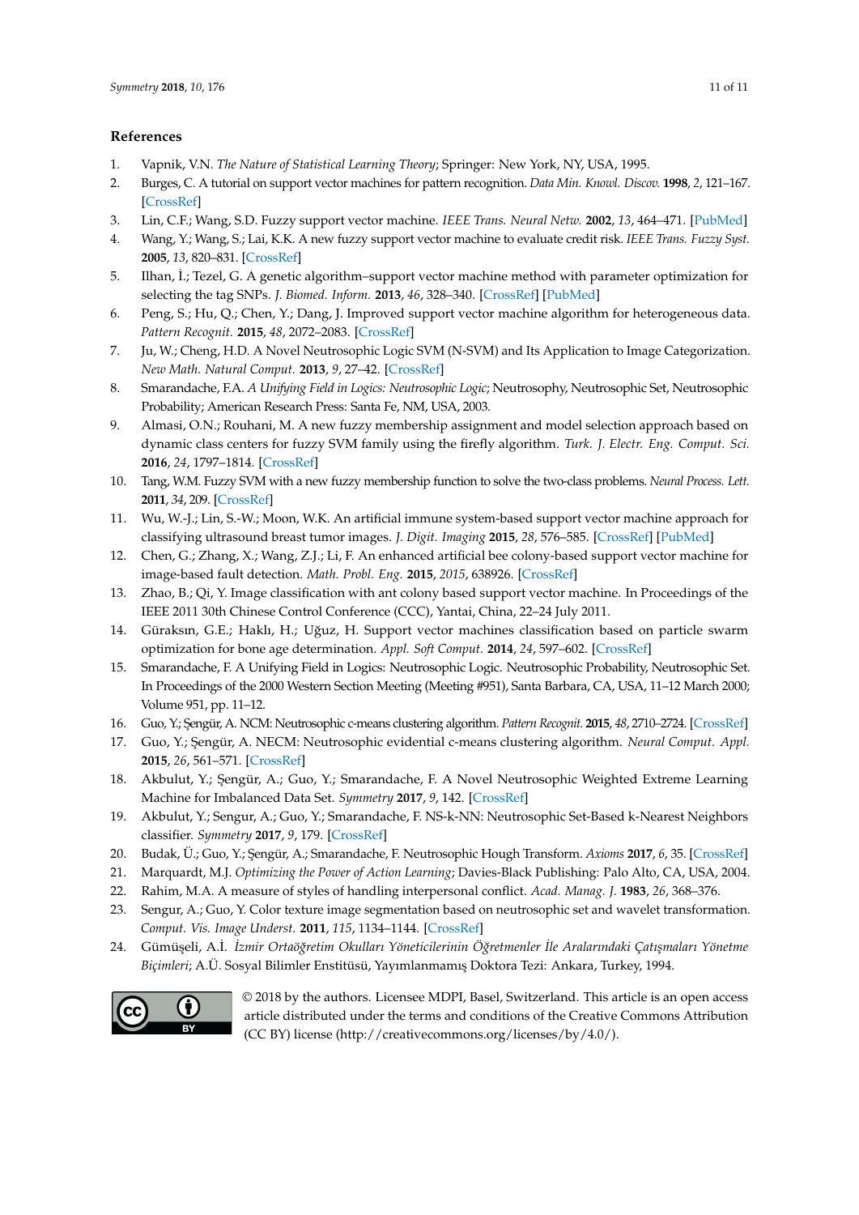## References

1. Vapnik, V.N. *The Nature of Statistical Learning Theory*; Springer: New York, NY, USA, 1995.
2. Burges, C. A tutorial on support vector machines for pattern recognition. *Data Min. Knowl. Discov.* **1998**, *2*, 121–167. [CrossRef]
3. Lin, C.F.; Wang, S.D. Fuzzy support vector machine. *IEEE Trans. Neural Netw.* **2002**, *13*, 464–471. [PubMed]
4. Wang, Y.; Wang, S.; Lai, K.K. A new fuzzy support vector machine to evaluate credit risk. *IEEE Trans. Fuzzy Syst.* **2005**, *13*, 820–831. [CrossRef]
5. Ilhan, İ.; Tezel, G. A genetic algorithm–support vector machine method with parameter optimization for selecting the tag SNPs. *J. Biomed. Inform.* **2013**, *46*, 328–340. [CrossRef] [PubMed]
6. Peng, S.; Hu, Q.; Chen, Y.; Dang, J. Improved support vector machine algorithm for heterogeneous data. *Pattern Recognit.* **2015**, *48*, 2072–2083. [CrossRef]
7. Ju, W.; Cheng, H.D. A Novel Neutrosophic Logic SVM (N-SVM) and Its Application to Image Categorization. *New Math. Natural Comput.* **2013**, *9*, 27–42. [CrossRef]
8. Smarandache, F.A. *A Unifying Field in Logics: Neutrosophic Logic*; Neutrosophy, Neutrosophic Set, Neutrosophic Probability; American Research Press: Santa Fe, NM, USA, 2003.
9. Almasi, O.N.; Rouhani, M. A new fuzzy membership assignment and model selection approach based on dynamic class centers for fuzzy SVM family using the firefly algorithm. *Turk. J. Electr. Eng. Comput. Sci.* **2016**, *24*, 1797–1814. [CrossRef]
10. Tang, W.M. Fuzzy SVM with a new fuzzy membership function to solve the two-class problems. *Neural Process. Lett.* **2011**, *34*, 209. [CrossRef]
11. Wu, W.-J.; Lin, S.-W.; Moon, W.K. An artificial immune system-based support vector machine approach for classifying ultrasound breast tumor images. *J. Digit. Imaging* **2015**, *28*, 576–585. [CrossRef] [PubMed]
12. Chen, G.; Zhang, X.; Wang, Z.J.; Li, F. An enhanced artificial bee colony-based support vector machine for image-based fault detection. *Math. Probl. Eng.* **2015**, *2015*, 638926. [CrossRef]
13. Zhao, B.; Qi, Y. Image classification with ant colony based support vector machine. In Proceedings of the IEEE 2011 30th Chinese Control Conference (CCC), Yantai, China, 22–24 July 2011.
14. Güraksın, G.E.; Haklı, H.; Uğuz, H. Support vector machines classification based on particle swarm optimization for bone age determination. *Appl. Soft Comput.* **2014**, *24*, 597–602. [CrossRef]
15. Smarandache, F. A Unifying Field in Logics: Neutrosophic Logic. Neutrosophic Probability, Neutrosophic Set. In Proceedings of the 2000 Western Section Meeting (Meeting #951), Santa Barbara, CA, USA, 11–12 March 2000; Volume 951, pp. 11–12.
16. Guo, Y.; Şengür, A. NCM: Neutrosophic c-means clustering algorithm. *Pattern Recognit.* **2015**, *48*, 2710–2724. [CrossRef]
17. Guo, Y.; Şengür, A. NECM: Neutrosophic evidential c-means clustering algorithm. *Neural Comput. Appl.* **2015**, *26*, 561–571. [CrossRef]
18. Akbulut, Y.; Şengür, A.; Guo, Y.; Smarandache, F. A Novel Neutrosophic Weighted Extreme Learning Machine for Imbalanced Data Set. *Symmetry* **2017**, *9*, 142. [CrossRef]
19. Akbulut, Y.; Sengur, A.; Guo, Y.; Smarandache, F. NS-k-NN: Neutrosophic Set-Based k-Nearest Neighbors classifier. *Symmetry* **2017**, *9*, 179. [CrossRef]
20. Budak, Ü.; Guo, Y.; Şengür, A.; Smarandache, F. Neutrosophic Hough Transform. *Axioms* **2017**, *6*, 35. [CrossRef]
21. Marquardt, M.J. *Optimizing the Power of Action Learning*; Davies-Black Publishing: Palo Alto, CA, USA, 2004.
22. Rahim, M.A. A measure of styles of handling interpersonal conflict. *Acad. Manag. J.* **1983**, *26*, 368–376.
23. Sengur, A.; Guo, Y. Color texture image segmentation based on neutrosophic set and wavelet transformation. *Comput. Vis. Image Underst.* **2011**, *115*, 1134–1144. [CrossRef]
24. Gümüşeli, A.İ. *İzmir Ortaöğretim Okulları Yöneticilerinin Öğretmenler İle Aralarındaki Çatışmaları Yönetme Biçimleri*; A.Ü. Sosyal Bilimler Enstitüsü, Yayımlanmamış Doktora Tezi: Ankara, Turkey, 1994.

© 2018 by the authors. Licensee MDPI, Basel, Switzerland. This article is an open access article distributed under the terms and conditions of the Creative Commons Attribution (CC BY) license (http://creativecommons.org/licenses/by/4.0/).